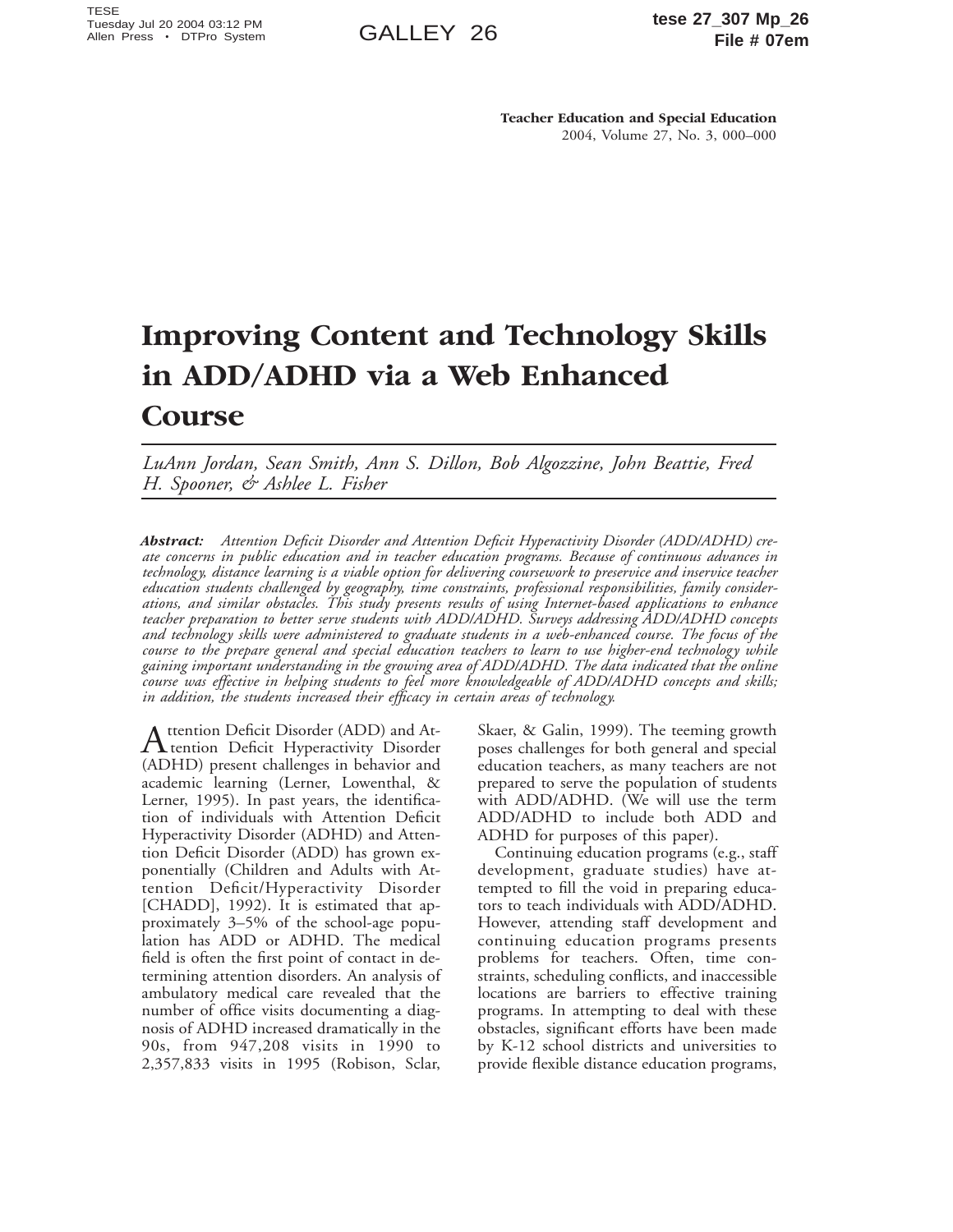# Improving Content and Technology Skills in ADD/ADHD via a Web Enhanced Course

*LuAnn Jordan, Sean Smith, Ann S. Dillon, Bob Algozzine, John Beattie, Fred H. Spooner, & Ashlee L. Fisher*

***Abstract:*** *Attention Deficit Disorder and Attention Deficit Hyperactivity Disorder (ADD/ADHD) create concerns in public education and in teacher education programs. Because of continuous advances in technology, distance learning is a viable option for delivering coursework to preservice and inservice teacher education students challenged by geography, time constraints, professional responsibilities, family considerations, and similar obstacles. This study presents results of using Internet-based applications to enhance teacher preparation to better serve students with ADD/ADHD. Surveys addressing ADD/ADHD concepts and technology skills were administered to graduate students in a web-enhanced course. The focus of the course to the prepare general and special education teachers to learn to use higher-end technology while gaining important understanding in the growing area of ADD/ADHD. The data indicated that the online course was effective in helping students to feel more knowledgeable of ADD/ADHD concepts and skills; in addition, the students increased their efficacy in certain areas of technology.*

Attention Deficit Disorder (ADD) and Attention Deficit Hyperactivity Disorder (ADHD) present challenges in behavior and academic learning (Lerner, Lowenthal, & Lerner, 1995). In past years, the identification of individuals with Attention Deficit Hyperactivity Disorder (ADHD) and Attention Deficit Disorder (ADD) has grown exponentially (Children and Adults with Attention Deficit/Hyperactivity Disorder [CHADD], 1992). It is estimated that approximately 3–5% of the school-age population has ADD or ADHD. The medical field is often the first point of contact in determining attention disorders. An analysis of ambulatory medical care revealed that the number of office visits documenting a diagnosis of ADHD increased dramatically in the 90s, from 947,208 visits in 1990 to 2,357,833 visits in 1995 (Robison, Sclar, Skaer, & Galin, 1999). The teeming growth poses challenges for both general and special education teachers, as many teachers are not prepared to serve the population of students with ADD/ADHD. (We will use the term ADD/ADHD to include both ADD and ADHD for purposes of this paper).

Continuing education programs (e.g., staff development, graduate studies) have attempted to fill the void in preparing educators to teach individuals with ADD/ADHD. However, attending staff development and continuing education programs presents problems for teachers. Often, time constraints, scheduling conflicts, and inaccessible locations are barriers to effective training programs. In attempting to deal with these obstacles, significant efforts have been made by K-12 school districts and universities to provide flexible distance education programs,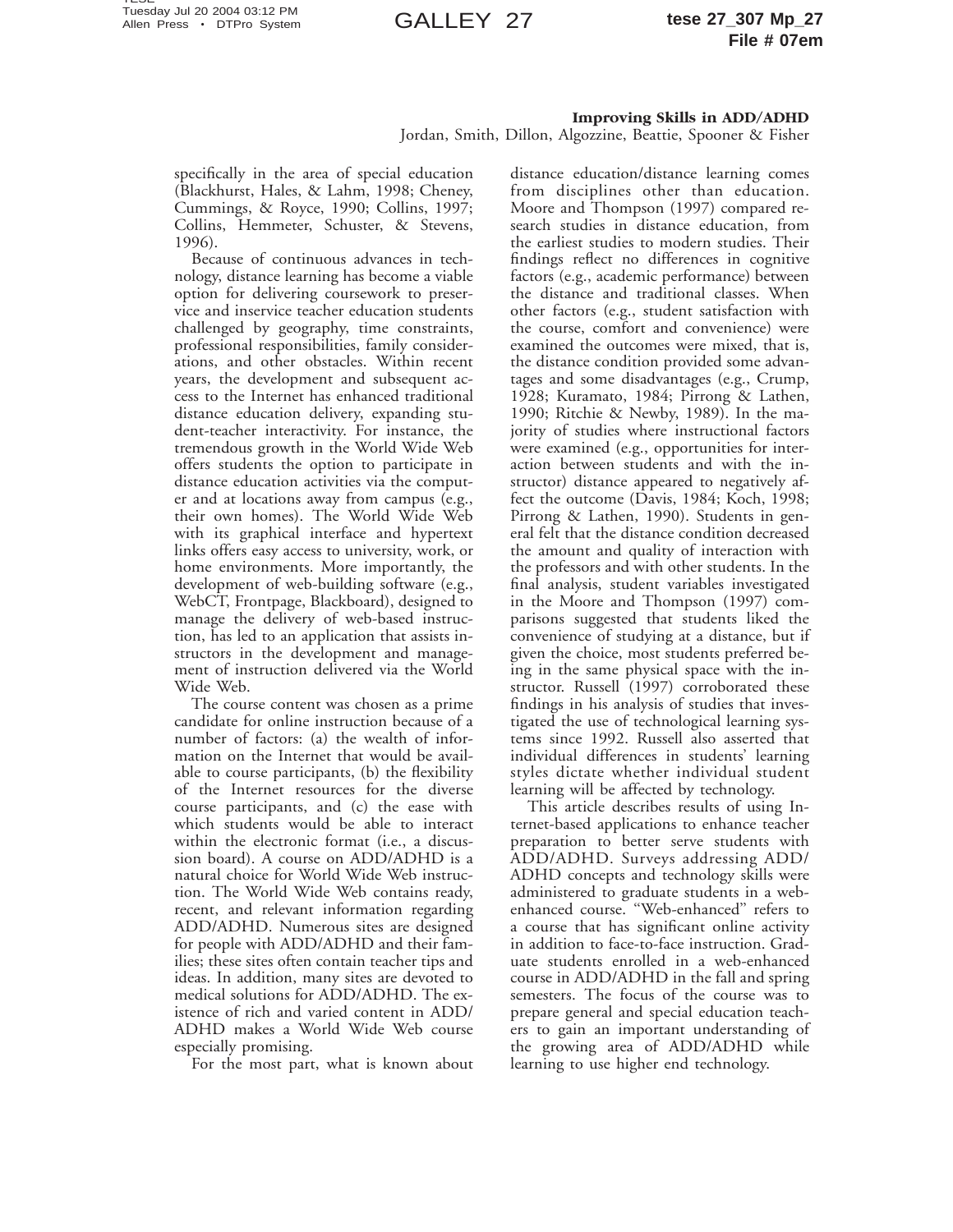specifically in the area of special education (Blackhurst, Hales, & Lahm, 1998; Cheney, Cummings, & Royce, 1990; Collins, 1997; Collins, Hemmeter, Schuster, & Stevens, 1996).

Because of continuous advances in technology, distance learning has become a viable option for delivering coursework to preservice and inservice teacher education students challenged by geography, time constraints, professional responsibilities, family considerations, and other obstacles. Within recent years, the development and subsequent access to the Internet has enhanced traditional distance education delivery, expanding student-teacher interactivity. For instance, the tremendous growth in the World Wide Web offers students the option to participate in distance education activities via the computer and at locations away from campus (e.g., their own homes). The World Wide Web with its graphical interface and hypertext links offers easy access to university, work, or home environments. More importantly, the development of web-building software (e.g., WebCT, Frontpage, Blackboard), designed to manage the delivery of web-based instruction, has led to an application that assists instructors in the development and management of instruction delivered via the World Wide Web.

The course content was chosen as a prime candidate for online instruction because of a number of factors: (a) the wealth of information on the Internet that would be available to course participants, (b) the flexibility of the Internet resources for the diverse course participants, and (c) the ease with which students would be able to interact within the electronic format (i.e., a discussion board). A course on ADD/ADHD is a natural choice for World Wide Web instruction. The World Wide Web contains ready, recent, and relevant information regarding ADD/ADHD. Numerous sites are designed for people with ADD/ADHD and their families; these sites often contain teacher tips and ideas. In addition, many sites are devoted to medical solutions for ADD/ADHD. The existence of rich and varied content in ADD/ADHD makes a World Wide Web course especially promising.

For the most part, what is known about distance education/distance learning comes from disciplines other than education. Moore and Thompson (1997) compared research studies in distance education, from the earliest studies to modern studies. Their findings reflect no differences in cognitive factors (e.g., academic performance) between the distance and traditional classes. When other factors (e.g., student satisfaction with the course, comfort and convenience) were examined the outcomes were mixed, that is, the distance condition provided some advantages and some disadvantages (e.g., Crump, 1928; Kuramato, 1984; Pirrong & Lathen, 1990; Ritchie & Newby, 1989). In the majority of studies where instructional factors were examined (e.g., opportunities for interaction between students and with the instructor) distance appeared to negatively affect the outcome (Davis, 1984; Koch, 1998; Pirrong & Lathen, 1990). Students in general felt that the distance condition decreased the amount and quality of interaction with the professors and with other students. In the final analysis, student variables investigated in the Moore and Thompson (1997) comparisons suggested that students liked the convenience of studying at a distance, but if given the choice, most students preferred being in the same physical space with the instructor. Russell (1997) corroborated these findings in his analysis of studies that investigated the use of technological learning systems since 1992. Russell also asserted that individual differences in students' learning styles dictate whether individual student learning will be affected by technology.

This article describes results of using Internet-based applications to enhance teacher preparation to better serve students with ADD/ADHD. Surveys addressing ADD/ADHD concepts and technology skills were administered to graduate students in a web-enhanced course. "Web-enhanced" refers to a course that has significant online activity in addition to face-to-face instruction. Graduate students enrolled in a web-enhanced course in ADD/ADHD in the fall and spring semesters. The focus of the course was to prepare general and special education teachers to gain an important understanding of the growing area of ADD/ADHD while learning to use higher end technology.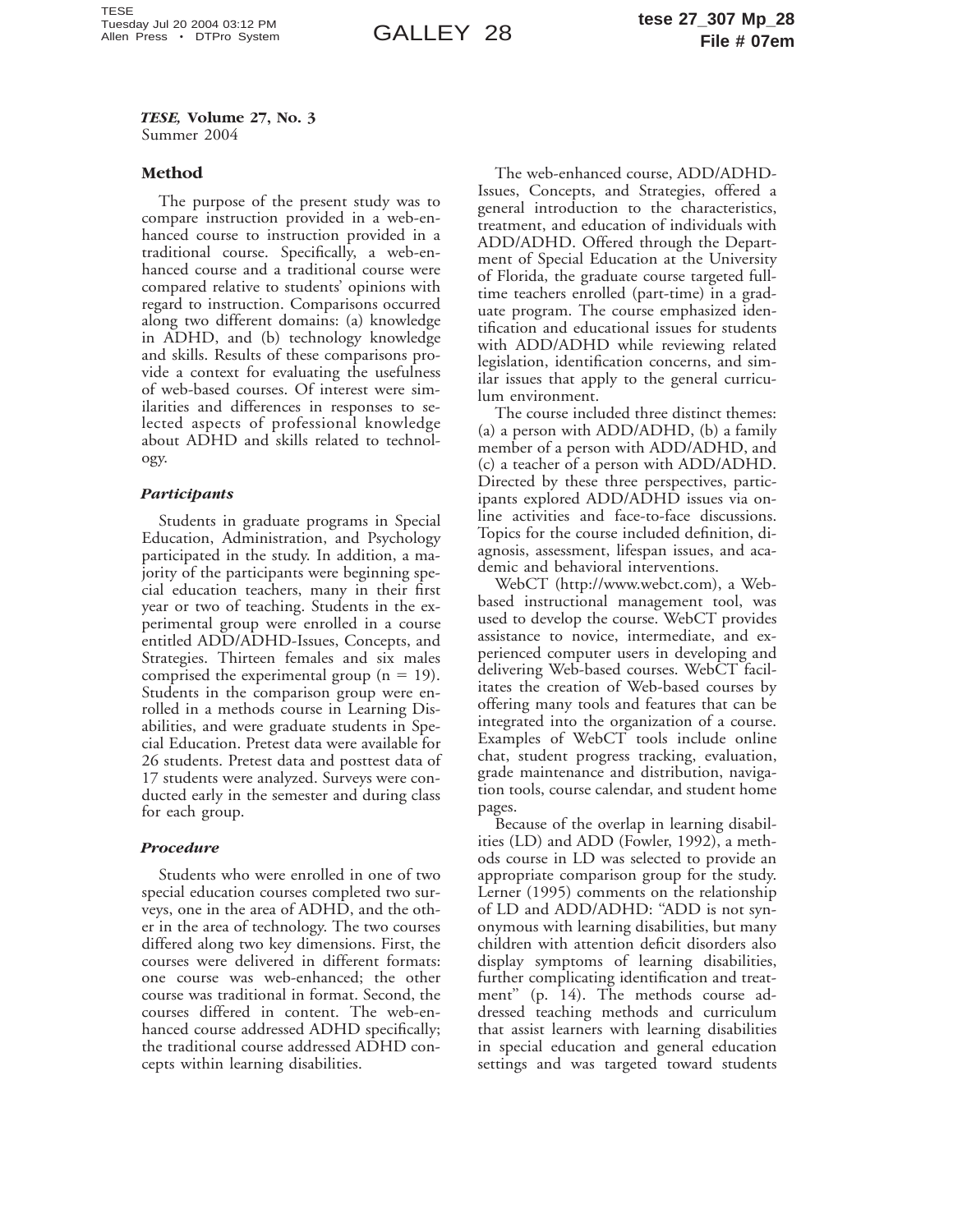## Method

The purpose of the present study was to compare instruction provided in a web-enhanced course to instruction provided in a traditional course. Specifically, a web-enhanced course and a traditional course were compared relative to students' opinions with regard to instruction. Comparisons occurred along two different domains: (a) knowledge in ADHD, and (b) technology knowledge and skills. Results of these comparisons provide a context for evaluating the usefulness of web-based courses. Of interest were similarities and differences in responses to selected aspects of professional knowledge about ADHD and skills related to technology.

### *Participants*

Students in graduate programs in Special Education, Administration, and Psychology participated in the study. In addition, a majority of the participants were beginning special education teachers, many in their first year or two of teaching. Students in the experimental group were enrolled in a course entitled ADD/ADHD-Issues, Concepts, and Strategies. Thirteen females and six males comprised the experimental group ($n = 19$). Students in the comparison group were enrolled in a methods course in Learning Disabilities, and were graduate students in Special Education. Pretest data were available for 26 students. Pretest data and posttest data of 17 students were analyzed. Surveys were conducted early in the semester and during class for each group.

### *Procedure*

Students who were enrolled in one of two special education courses completed two surveys, one in the area of ADHD, and the other in the area of technology. The two courses differed along two key dimensions. First, the courses were delivered in different formats: one course was web-enhanced; the other course was traditional in format. Second, the courses differed in content. The web-enhanced course addressed ADHD specifically; the traditional course addressed ADHD concepts within learning disabilities.

The web-enhanced course, ADD/ADHD-Issues, Concepts, and Strategies, offered a general introduction to the characteristics, treatment, and education of individuals with ADD/ADHD. Offered through the Department of Special Education at the University of Florida, the graduate course targeted full-time teachers enrolled (part-time) in a graduate program. The course emphasized identification and educational issues for students with ADD/ADHD while reviewing related legislation, identification concerns, and similar issues that apply to the general curriculum environment.

The course included three distinct themes: (a) a person with ADD/ADHD, (b) a family member of a person with ADD/ADHD, and (c) a teacher of a person with ADD/ADHD. Directed by these three perspectives, participants explored ADD/ADHD issues via online activities and face-to-face discussions. Topics for the course included definition, diagnosis, assessment, lifespan issues, and academic and behavioral interventions.

WebCT (http://www.webct.com), a Web-based instructional management tool, was used to develop the course. WebCT provides assistance to novice, intermediate, and experienced computer users in developing and delivering Web-based courses. WebCT facilitates the creation of Web-based courses by offering many tools and features that can be integrated into the organization of a course. Examples of WebCT tools include online chat, student progress tracking, evaluation, grade maintenance and distribution, navigation tools, course calendar, and student home pages.

Because of the overlap in learning disabilities (LD) and ADD (Fowler, 1992), a methods course in LD was selected to provide an appropriate comparison group for the study. Lerner (1995) comments on the relationship of LD and ADD/ADHD: "ADD is not synonymous with learning disabilities, but many children with attention deficit disorders also display symptoms of learning disabilities, further complicating identification and treatment" (p. 14). The methods course addressed teaching methods and curriculum that assist learners with learning disabilities in special education and general education settings and was targeted toward students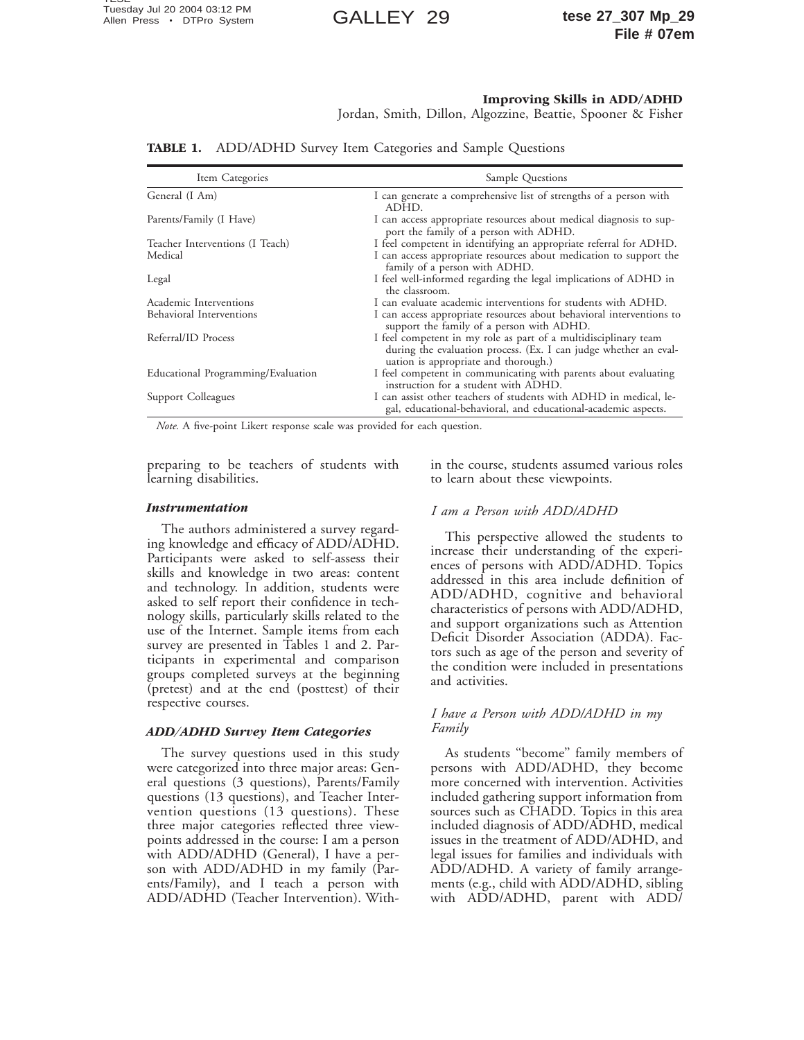**TABLE 1.** ADD/ADHD Survey Item Categories and Sample Questions

| Item Categories | Sample Questions |
|---|---|
| General (I Am) | I can generate a comprehensive list of strengths of a person with ADHD. |
| Parents/Family (I Have) | I can access appropriate resources about medical diagnosis to support the family of a person with ADHD. |
| Teacher Interventions (I Teach) | I feel competent in identifying an appropriate referral for ADHD. |
| Medical | I can access appropriate resources about medication to support the family of a person with ADHD. |
| Legal | I feel well-informed regarding the legal implications of ADHD in the classroom. |
| Academic Interventions | I can evaluate academic interventions for students with ADHD. |
| Behavioral Interventions | I can access appropriate resources about behavioral interventions to support the family of a person with ADHD. |
| Referral/ID Process | I feel competent in my role as part of a multidisciplinary team during the evaluation process. (Ex. I can judge whether an evaluation is appropriate and thorough.) |
| Educational Programming/Evaluation | I feel competent in communicating with parents about evaluating instruction for a student with ADHD. |
| Support Colleagues | I can assist other teachers of students with ADHD in medical, legal, educational-behavioral, and educational-academic aspects. |

*Note.* A five-point Likert response scale was provided for each question.

preparing to be teachers of students with learning disabilities.

### *Instrumentation*

The authors administered a survey regarding knowledge and efficacy of ADD/ADHD. Participants were asked to self-assess their skills and knowledge in two areas: content and technology. In addition, students were asked to self report their confidence in technology skills, particularly skills related to the use of the Internet. Sample items from each survey are presented in Tables 1 and 2. Participants in experimental and comparison groups completed surveys at the beginning (pretest) and at the end (posttest) of their respective courses.

### *ADD/ADHD Survey Item Categories*

The survey questions used in this study were categorized into three major areas: General questions (3 questions), Parents/Family questions (13 questions), and Teacher Intervention questions (13 questions). These three major categories reflected three viewpoints addressed in the course: I am a person with ADD/ADHD (General), I have a person with ADD/ADHD in my family (Parents/Family), and I teach a person with ADD/ADHD (Teacher Intervention). Within the course, students assumed various roles to learn about these viewpoints.

#### *I am a Person with ADD/ADHD*

This perspective allowed the students to increase their understanding of the experiences of persons with ADD/ADHD. Topics addressed in this area include definition of ADD/ADHD, cognitive and behavioral characteristics of persons with ADD/ADHD, and support organizations such as Attention Deficit Disorder Association (ADDA). Factors such as age of the person and severity of the condition were included in presentations and activities.

#### *I have a Person with ADD/ADHD in my Family*

As students "become" family members of persons with ADD/ADHD, they become more concerned with intervention. Activities included gathering support information from sources such as CHADD. Topics in this area included diagnosis of ADD/ADHD, medical issues in the treatment of ADD/ADHD, and legal issues for families and individuals with ADD/ADHD. A variety of family arrangements (e.g., child with ADD/ADHD, sibling with ADD/ADHD, parent with ADD/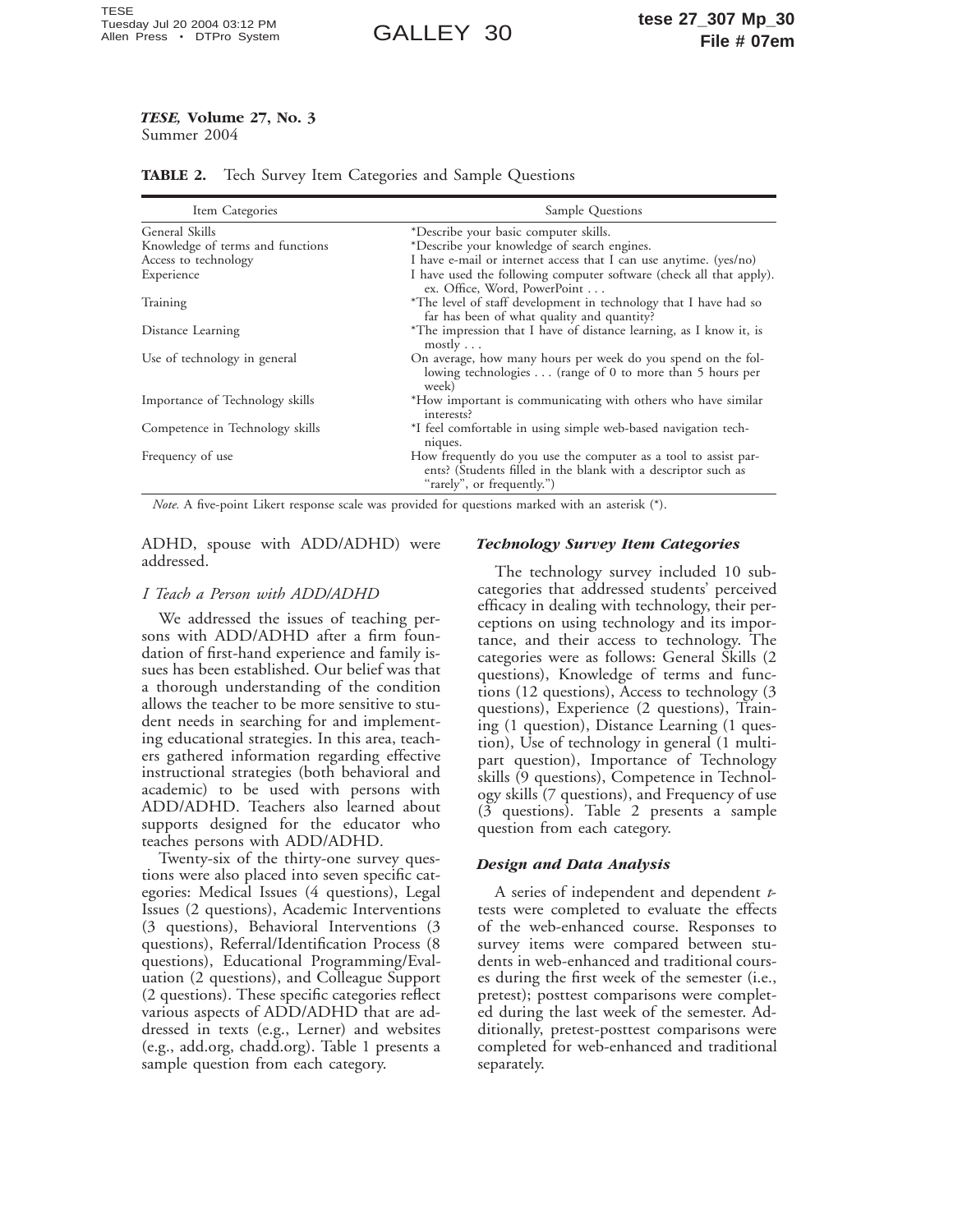**TABLE 2.** Tech Survey Item Categories and Sample Questions

| Item Categories | Sample Questions |
|---|---|
| General Skills | *Describe your basic computer skills. |
| Knowledge of terms and functions | *Describe your knowledge of search engines. |
| Access to technology | I have e-mail or internet access that I can use anytime. (yes/no) |
| Experience | I have used the following computer software (check all that apply). ex. Office, Word, PowerPoint . . . |
| Training | *The level of staff development in technology that I have had so far has been of what quality and quantity? |
| Distance Learning | *The impression that I have of distance learning, as I know it, is mostly . . . |
| Use of technology in general | On average, how many hours per week do you spend on the following technologies . . . (range of 0 to more than 5 hours per week) |
| Importance of Technology skills | *How important is communicating with others who have similar interests? |
| Competence in Technology skills | *I feel comfortable in using simple web-based navigation techniques. |
| Frequency of use | How frequently do you use the computer as a tool to assist parents? (Students filled in the blank with a descriptor such as "rarely", or frequently.") |

*Note.* A five-point Likert response scale was provided for questions marked with an asterisk (*).

ADHD, spouse with ADD/ADHD) were addressed.

### *I Teach a Person with ADD/ADHD*

We addressed the issues of teaching persons with ADD/ADHD after a firm foundation of first-hand experience and family issues has been established. Our belief was that a thorough understanding of the condition allows the teacher to be more sensitive to student needs in searching for and implementing educational strategies. In this area, teachers gathered information regarding effective instructional strategies (both behavioral and academic) to be used with persons with ADD/ADHD. Teachers also learned about supports designed for the educator who teaches persons with ADD/ADHD.

Twenty-six of the thirty-one survey questions were also placed into seven specific categories: Medical Issues (4 questions), Legal Issues (2 questions), Academic Interventions (3 questions), Behavioral Interventions (3 questions), Referral/Identification Process (8 questions), Educational Programming/Evaluation (2 questions), and Colleague Support (2 questions). These specific categories reflect various aspects of ADD/ADHD that are addressed in texts (e.g., Lerner) and websites (e.g., add.org, chadd.org). Table 1 presents a sample question from each category.

### *Technology Survey Item Categories*

The technology survey included 10 subcategories that addressed students' perceived efficacy in dealing with technology, their perceptions on using technology and its importance, and their access to technology. The categories were as follows: General Skills (2 questions), Knowledge of terms and functions (12 questions), Access to technology (3 questions), Experience (2 questions), Training (1 question), Distance Learning (1 question), Use of technology in general (1 multipart question), Importance of Technology skills (9 questions), Competence in Technology skills (7 questions), and Frequency of use (3 questions). Table 2 presents a sample question from each category.

### *Design and Data Analysis*

A series of independent and dependent $t$-tests were completed to evaluate the effects of the web-enhanced course. Responses to survey items were compared between students in web-enhanced and traditional courses during the first week of the semester (i.e., pretest); posttest comparisons were completed during the last week of the semester. Additionally, pretest-posttest comparisons were completed for web-enhanced and traditional separately.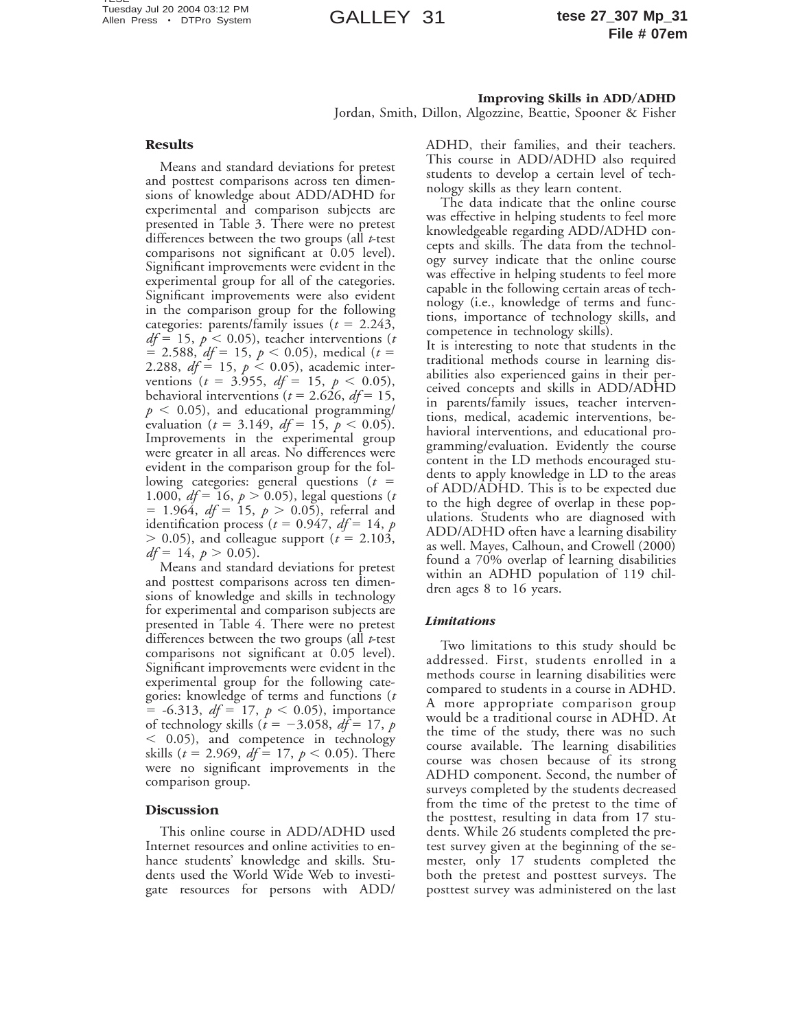## Results

Means and standard deviations for pretest and posttest comparisons across ten dimensions of knowledge about ADD/ADHD for experimental and comparison subjects are presented in Table 3. There were no pretest differences between the two groups (all *t*-test comparisons not significant at 0.05 level). Significant improvements were evident in the experimental group for all of the categories. Significant improvements were also evident in the comparison group for the following categories: parents/family issues ($t$ = 2.243, $df$ = 15, $p < 0.05$), teacher interventions ($t$ = 2.588, $df$ = 15, $p < 0.05$), medical ($t$ = 2.288, $df$ = 15, $p < 0.05$), academic interventions ($t$ = 3.955, $df$ = 15, $p < 0.05$), behavioral interventions ($t$ = 2.626, $df$ = 15, $p < 0.05$), and educational programming/evaluation ($t$ = 3.149, $df$ = 15, $p < 0.05$). Improvements in the experimental group were greater in all areas. No differences were evident in the comparison group for the following categories: general questions ($t$ = 1.000, $df$ = 16, $p > 0.05$), legal questions ($t$ = 1.964, $df$ = 15, $p > 0.05$), referral and identification process ($t$ = 0.947, $df$ = 14, $p > 0.05$), and colleague support ($t$ = 2.103, $df$ = 14, $p > 0.05$).

Means and standard deviations for pretest and posttest comparisons across ten dimensions of knowledge and skills in technology for experimental and comparison subjects are presented in Table 4. There were no pretest differences between the two groups (all *t*-test comparisons not significant at 0.05 level). Significant improvements were evident in the experimental group for the following categories: knowledge of terms and functions ($t$ = -6.313, $df$ = 17, $p < 0.05$), importance of technology skills ($t$ = $-3.058$, $df$ = 17, $p < 0.05$), and competence in technology skills ($t$ = 2.969, $df$ = 17, $p < 0.05$). There were no significant improvements in the comparison group.

## Discussion

This online course in ADD/ADHD used Internet resources and online activities to enhance students' knowledge and skills. Students used the World Wide Web to investigate resources for persons with ADD/ADHD, their families, and their teachers. This course in ADD/ADHD also required students to develop a certain level of technology skills as they learn content.

The data indicate that the online course was effective in helping students to feel more knowledgeable regarding ADD/ADHD concepts and skills. The data from the technology survey indicate that the online course was effective in helping students to feel more capable in the following certain areas of technology (i.e., knowledge of terms and functions, importance of technology skills, and competence in technology skills).

It is interesting to note that students in the traditional methods course in learning disabilities also experienced gains in their perceived concepts and skills in ADD/ADHD in parents/family issues, teacher interventions, medical, academic interventions, behavioral interventions, and educational programming/evaluation. Evidently the course content in the LD methods encouraged students to apply knowledge in LD to the areas of ADD/ADHD. This is to be expected due to the high degree of overlap in these populations. Students who are diagnosed with ADD/ADHD often have a learning disability as well. Mayes, Calhoun, and Crowell (2000) found a 70% overlap of learning disabilities within an ADHD population of 119 children ages 8 to 16 years.

### *Limitations*

Two limitations to this study should be addressed. First, students enrolled in a methods course in learning disabilities were compared to students in a course in ADHD. A more appropriate comparison group would be a traditional course in ADHD. At the time of the study, there was no such course available. The learning disabilities course was chosen because of its strong ADHD component. Second, the number of surveys completed by the students decreased from the time of the pretest to the time of the posttest, resulting in data from 17 students. While 26 students completed the pretest survey given at the beginning of the semester, only 17 students completed the both the pretest and posttest surveys. The posttest survey was administered on the last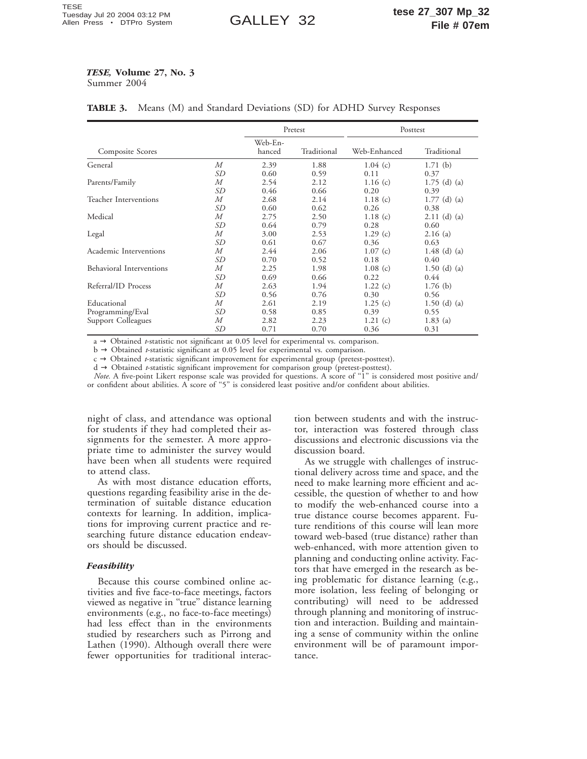**TABLE 3.** Means (M) and Standard Deviations (SD) for ADHD Survey Responses

| Composite Scores | | Pretest | | Posttest | |
|---|---|---|---|---|---|
| | | Web-Enhanced | Traditional | Web-Enhanced | Traditional |
| General | *M* | 2.39 | 1.88 | 1.04 (c) | 1.71 (b) |
| | *SD* | 0.60 | 0.59 | 0.11 | 0.37 |
| Parents/Family | *M* | 2.54 | 2.12 | 1.16 (c) | 1.75 (d) (a) |
| | *SD* | 0.46 | 0.66 | 0.20 | 0.39 |
| Teacher Interventions | *M* | 2.68 | 2.14 | 1.18 (c) | 1.77 (d) (a) |
| | *SD* | 0.60 | 0.62 | 0.26 | 0.38 |
| Medical | *M* | 2.75 | 2.50 | 1.18 (c) | 2.11 (d) (a) |
| | *SD* | 0.64 | 0.79 | 0.28 | 0.60 |
| Legal | *M* | 3.00 | 2.53 | 1.29 (c) | 2.16 (a) |
| | *SD* | 0.61 | 0.67 | 0.36 | 0.63 |
| Academic Interventions | *M* | 2.44 | 2.06 | 1.07 (c) | 1.48 (d) (a) |
| | *SD* | 0.70 | 0.52 | 0.18 | 0.40 |
| Behavioral Interventions | *M* | 2.25 | 1.98 | 1.08 (c) | 1.50 (d) (a) |
| | *SD* | 0.69 | 0.66 | 0.22 | 0.44 |
| Referral/ID Process | *M* | 2.63 | 1.94 | 1.22 (c) | 1.76 (b) |
| | *SD* | 0.56 | 0.76 | 0.30 | 0.56 |
| Educational Programming/Eval | *M* | 2.61 | 2.19 | 1.25 (c) | 1.50 (d) (a) |
| | *SD* | 0.58 | 0.85 | 0.39 | 0.55 |
| Support Colleagues | *M* | 2.82 | 2.23 | 1.21 (c) | 1.83 (a) |
| | *SD* | 0.71 | 0.70 | 0.36 | 0.31 |

a → Obtained *t*-statistic not significant at 0.05 level for experimental vs. comparison.
b → Obtained *t*-statistic significant at 0.05 level for experimental vs. comparison.
c → Obtained *t*-statistic significant improvement for experimental group (pretest-posttest).
d → Obtained *t*-statistic significant improvement for comparison group (pretest-posttest).
*Note.* A five-point Likert response scale was provided for questions. A score of "1" is considered most positive and/or confident about abilities. A score of "5" is considered least positive and/or confident about abilities.

night of class, and attendance was optional for students if they had completed their assignments for the semester. A more appropriate time to administer the survey would have been when all students were required to attend class.

As with most distance education efforts, questions regarding feasibility arise in the determination of suitable distance education contexts for learning. In addition, implications for improving current practice and researching future distance education endeavors should be discussed.

### *Feasibility*

Because this course combined online activities and five face-to-face meetings, factors viewed as negative in "true" distance learning environments (e.g., no face-to-face meetings) had less effect than in the environments studied by researchers such as Pirrong and Lathen (1990). Although overall there were fewer opportunities for traditional interaction between students and with the instructor, interaction was fostered through class discussions and electronic discussions via the discussion board.

As we struggle with challenges of instructional delivery across time and space, and the need to make learning more efficient and accessible, the question of whether to and how to modify the web-enhanced course into a true distance course becomes apparent. Future renditions of this course will lean more toward web-based (true distance) rather than web-enhanced, with more attention given to planning and conducting online activity. Factors that have emerged in the research as being problematic for distance learning (e.g., more isolation, less feeling of belonging or contributing) will need to be addressed through planning and monitoring of instruction and interaction. Building and maintaining a sense of community within the online environment will be of paramount importance.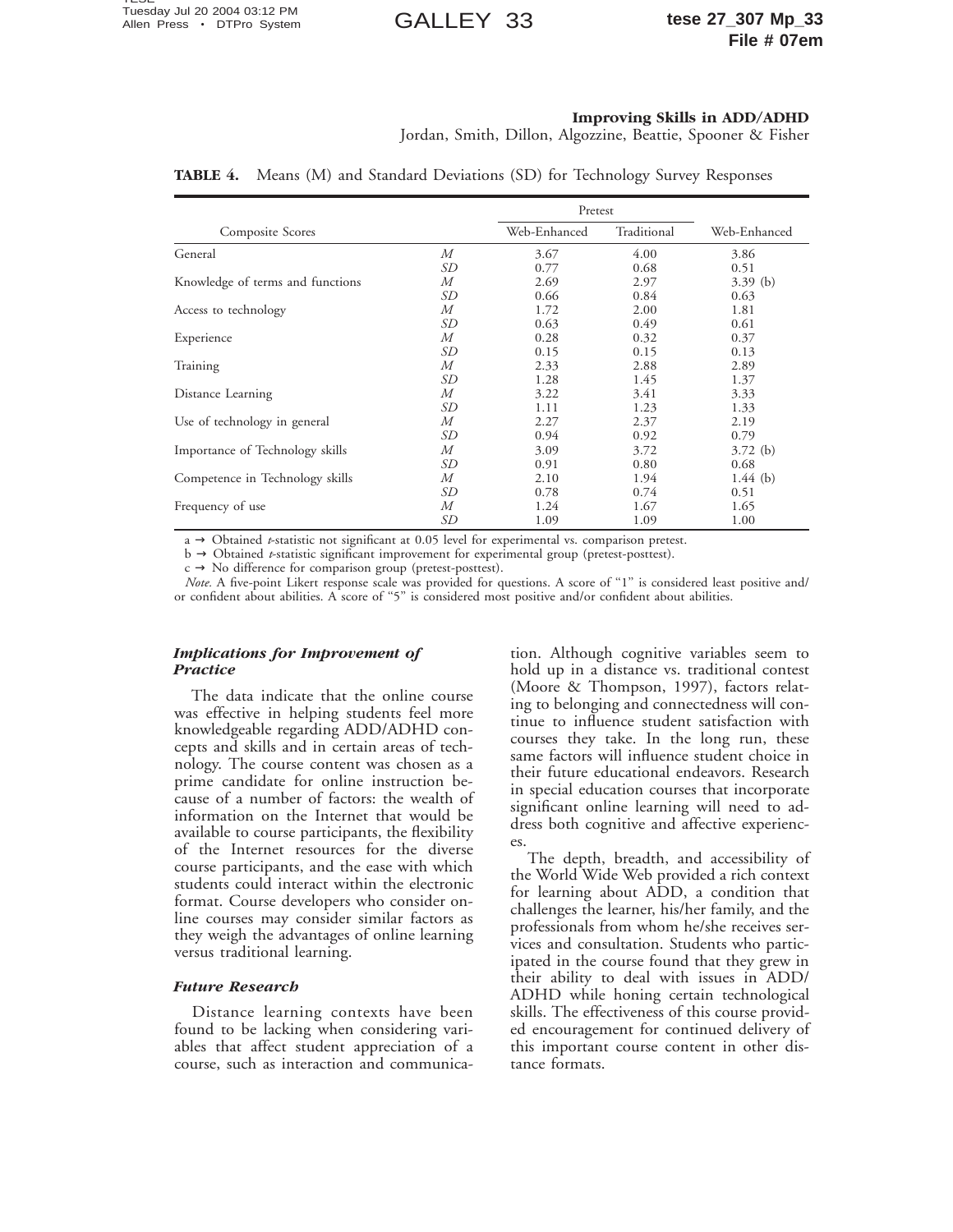**TABLE 4.** Means (M) and Standard Deviations (SD) for Technology Survey Responses

| Composite Scores | | Pretest | | |
|---|---|---|---|---|
| | | Web-Enhanced | Traditional | Web-Enhanced |
| General | *M* | 3.67 | 4.00 | 3.86 |
| | *SD* | 0.77 | 0.68 | 0.51 |
| Knowledge of terms and functions | *M* | 2.69 | 2.97 | 3.39 (b) |
| | *SD* | 0.66 | 0.84 | 0.63 |
| Access to technology | *M* | 1.72 | 2.00 | 1.81 |
| | *SD* | 0.63 | 0.49 | 0.61 |
| Experience | *M* | 0.28 | 0.32 | 0.37 |
| | *SD* | 0.15 | 0.15 | 0.13 |
| Training | *M* | 2.33 | 2.88 | 2.89 |
| | *SD* | 1.28 | 1.45 | 1.37 |
| Distance Learning | *M* | 3.22 | 3.41 | 3.33 |
| | *SD* | 1.11 | 1.23 | 1.33 |
| Use of technology in general | *M* | 2.27 | 2.37 | 2.19 |
| | *SD* | 0.94 | 0.92 | 0.79 |
| Importance of Technology skills | *M* | 3.09 | 3.72 | 3.72 (b) |
| | *SD* | 0.91 | 0.80 | 0.68 |
| Competence in Technology skills | *M* | 2.10 | 1.94 | 1.44 (b) |
| | *SD* | 0.78 | 0.74 | 0.51 |
| Frequency of use | *M* | 1.24 | 1.67 | 1.65 |
| | *SD* | 1.09 | 1.09 | 1.00 |

a → Obtained *t*-statistic not significant at 0.05 level for experimental vs. comparison pretest.
b → Obtained *t*-statistic significant improvement for experimental group (pretest-posttest).
c → No difference for comparison group (pretest-posttest).
*Note.* A five-point Likert response scale was provided for questions. A score of "1" is considered least positive and/or confident about abilities. A score of "5" is considered most positive and/or confident about abilities.

### *Implications for Improvement of Practice*

The data indicate that the online course was effective in helping students feel more knowledgeable regarding ADD/ADHD concepts and skills and in certain areas of technology. The course content was chosen as a prime candidate for online instruction because of a number of factors: the wealth of information on the Internet that would be available to course participants, the flexibility of the Internet resources for the diverse course participants, and the ease with which students could interact within the electronic format. Course developers who consider online courses may consider similar factors as they weigh the advantages of online learning versus traditional learning.

### *Future Research*

Distance learning contexts have been found to be lacking when considering variables that affect student appreciation of a course, such as interaction and communication. Although cognitive variables seem to hold up in a distance vs. traditional contest (Moore & Thompson, 1997), factors relating to belonging and connectedness will continue to influence student satisfaction with courses they take. In the long run, these same factors will influence student choice in their future educational endeavors. Research in special education courses that incorporate significant online learning will need to address both cognitive and affective experiences.

The depth, breadth, and accessibility of the World Wide Web provided a rich context for learning about ADD, a condition that challenges the learner, his/her family, and the professionals from whom he/she receives services and consultation. Students who participated in the course found that they grew in their ability to deal with issues in ADD/ADHD while honing certain technological skills. The effectiveness of this course provided encouragement for continued delivery of this important course content in other distance formats.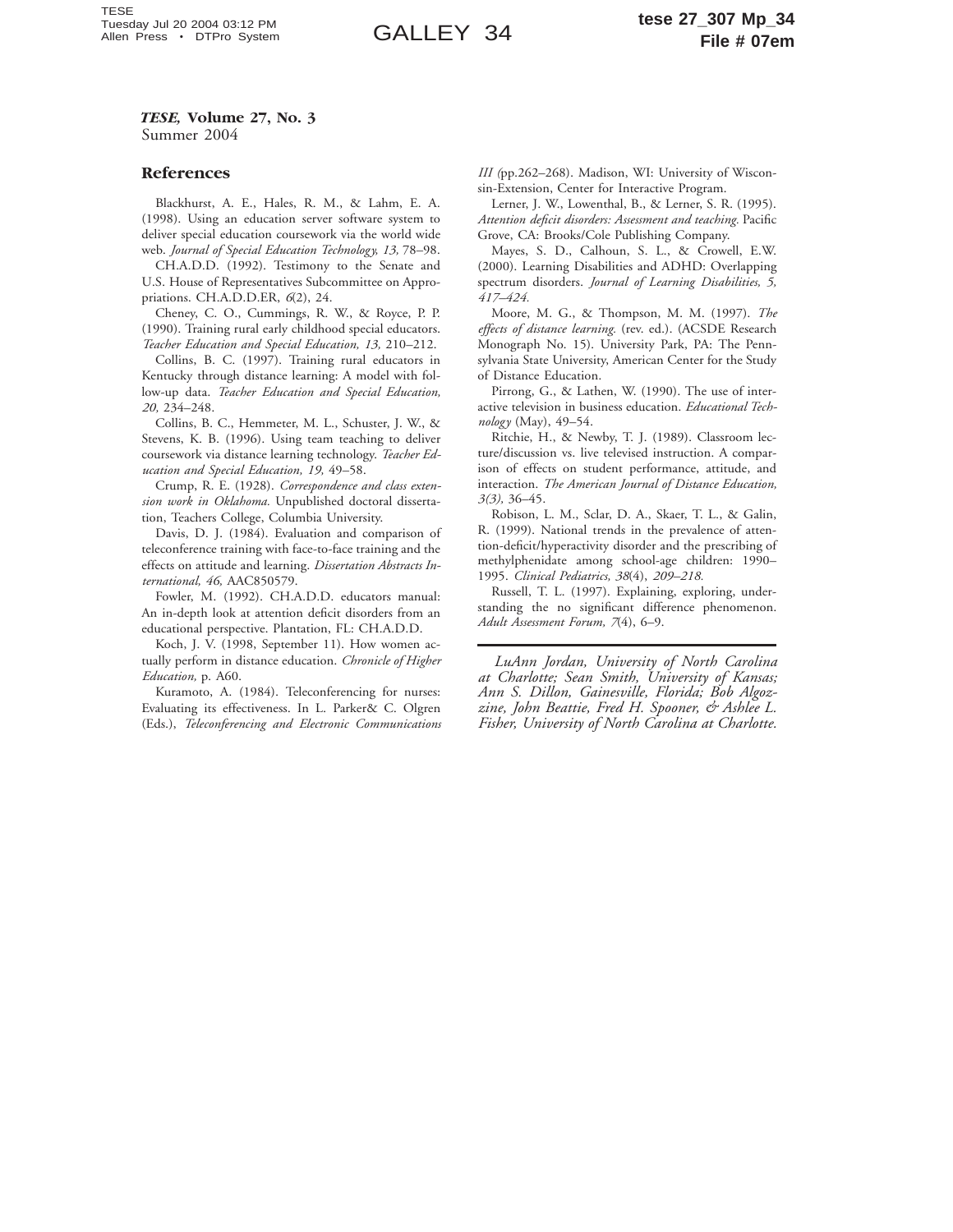## References

Blackhurst, A. E., Hales, R. M., & Lahm, E. A. (1998). Using an education server software system to deliver special education coursework via the world wide web. *Journal of Special Education Technology, 13,* 78–98.

CH.A.D.D. (1992). Testimony to the Senate and U.S. House of Representatives Subcommittee on Appropriations. CH.A.D.D.ER, *6*(2), 24.

Cheney, C. O., Cummings, R. W., & Royce, P. P. (1990). Training rural early childhood special educators. *Teacher Education and Special Education, 13,* 210–212.

Collins, B. C. (1997). Training rural educators in Kentucky through distance learning: A model with follow-up data. *Teacher Education and Special Education, 20,* 234–248.

Collins, B. C., Hemmeter, M. L., Schuster, J. W., & Stevens, K. B. (1996). Using team teaching to deliver coursework via distance learning technology. *Teacher Education and Special Education, 19,* 49–58.

Crump, R. E. (1928). *Correspondence and class extension work in Oklahoma.* Unpublished doctoral dissertation, Teachers College, Columbia University.

Davis, D. J. (1984). Evaluation and comparison of teleconference training with face-to-face training and the effects on attitude and learning. *Dissertation Abstracts International, 46,* AAC850579.

Fowler, M. (1992). CH.A.D.D. educators manual: An in-depth look at attention deficit disorders from an educational perspective. Plantation, FL: CH.A.D.D.

Koch, J. V. (1998, September 11). How women actually perform in distance education. *Chronicle of Higher Education,* p. A60.

Kuramoto, A. (1984). Teleconferencing for nurses: Evaluating its effectiveness. In L. Parker& C. Olgren (Eds.), *Teleconferencing and Electronic Communications III (*pp.262–268). Madison, WI: University of Wisconsin-Extension, Center for Interactive Program.

Lerner, J. W., Lowenthal, B., & Lerner, S. R. (1995). *Attention deficit disorders: Assessment and teaching.* Pacific Grove, CA: Brooks/Cole Publishing Company.

Mayes, S. D., Calhoun, S. L., & Crowell, E.W. (2000). Learning Disabilities and ADHD: Overlapping spectrum disorders. *Journal of Learning Disabilities, 5, 417–424.*

Moore, M. G., & Thompson, M. M. (1997). *The effects of distance learning.* (rev. ed.). (ACSDE Research Monograph No. 15). University Park, PA: The Pennsylvania State University, American Center for the Study of Distance Education.

Pirrong, G., & Lathen, W. (1990). The use of interactive television in business education. *Educational Technology* (May), 49–54.

Ritchie, H., & Newby, T. J. (1989). Classroom lecture/discussion vs. live televised instruction. A comparison of effects on student performance, attitude, and interaction. *The American Journal of Distance Education, 3(3),* 36–45.

Robison, L. M., Sclar, D. A., Skaer, T. L., & Galin, R. (1999). National trends in the prevalence of attention-deficit/hyperactivity disorder and the prescribing of methylphenidate among school-age children: 1990–1995. *Clinical Pediatrics, 38*(4), *209–218.*

Russell, T. L. (1997). Explaining, exploring, understanding the no significant difference phenomenon. *Adult Assessment Forum, 7*(4), 6–9.

---

*LuAnn Jordan, University of North Carolina at Charlotte; Sean Smith, University of Kansas; Ann S. Dillon, Gainesville, Florida; Bob Algozzine, John Beattie, Fred H. Spooner, & Ashlee L. Fisher, University of North Carolina at Charlotte.*